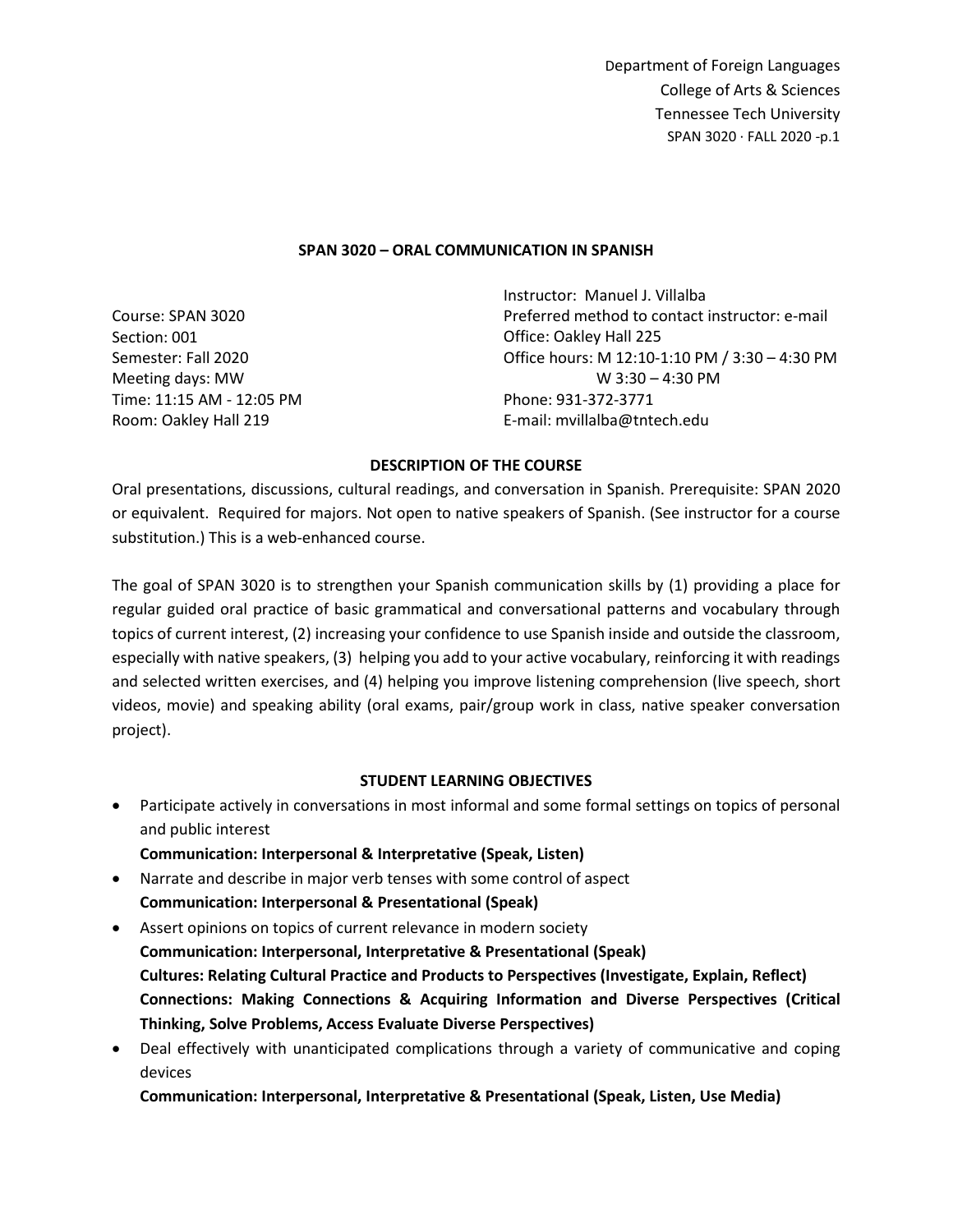Department of Foreign Languages
College of Arts & Sciences
Tennessee Tech University

## SPAN 3020 – ORAL COMMUNICATION IN SPANISH

Course: SPAN 3020
Section: 001
Semester: Fall 2020
Meeting days: MW
Time: 11:15 AM - 12:05 PM
Room: Oakley Hall 219

Instructor: Manuel J. Villalba
Preferred method to contact instructor: e-mail
Office: Oakley Hall 225
Office hours: M 12:10-1:10 PM / 3:30 – 4:30 PM
W 3:30 – 4:30 PM
Phone: 931-372-3771
E-mail: mvillalba@tntech.edu

### DESCRIPTION OF THE COURSE

Oral presentations, discussions, cultural readings, and conversation in Spanish. Prerequisite: SPAN 2020 or equivalent. Required for majors. Not open to native speakers of Spanish. (See instructor for a course substitution.) This is a web-enhanced course.

The goal of SPAN 3020 is to strengthen your Spanish communication skills by (1) providing a place for regular guided oral practice of basic grammatical and conversational patterns and vocabulary through topics of current interest, (2) increasing your confidence to use Spanish inside and outside the classroom, especially with native speakers, (3) helping you add to your active vocabulary, reinforcing it with readings and selected written exercises, and (4) helping you improve listening comprehension (live speech, short videos, movie) and speaking ability (oral exams, pair/group work in class, native speaker conversation project).

### STUDENT LEARNING OBJECTIVES

- Participate actively in conversations in most informal and some formal settings on topics of personal and public interest
  **Communication: Interpersonal & Interpretative (Speak, Listen)**
- Narrate and describe in major verb tenses with some control of aspect
  **Communication: Interpersonal & Presentational (Speak)**
- Assert opinions on topics of current relevance in modern society
  **Communication: Interpersonal, Interpretative & Presentational (Speak)**
  **Cultures: Relating Cultural Practice and Products to Perspectives (Investigate, Explain, Reflect)**
  **Connections: Making Connections & Acquiring Information and Diverse Perspectives (Critical Thinking, Solve Problems, Access Evaluate Diverse Perspectives)**
- Deal effectively with unanticipated complications through a variety of communicative and coping devices
  **Communication: Interpersonal, Interpretative & Presentational (Speak, Listen, Use Media)**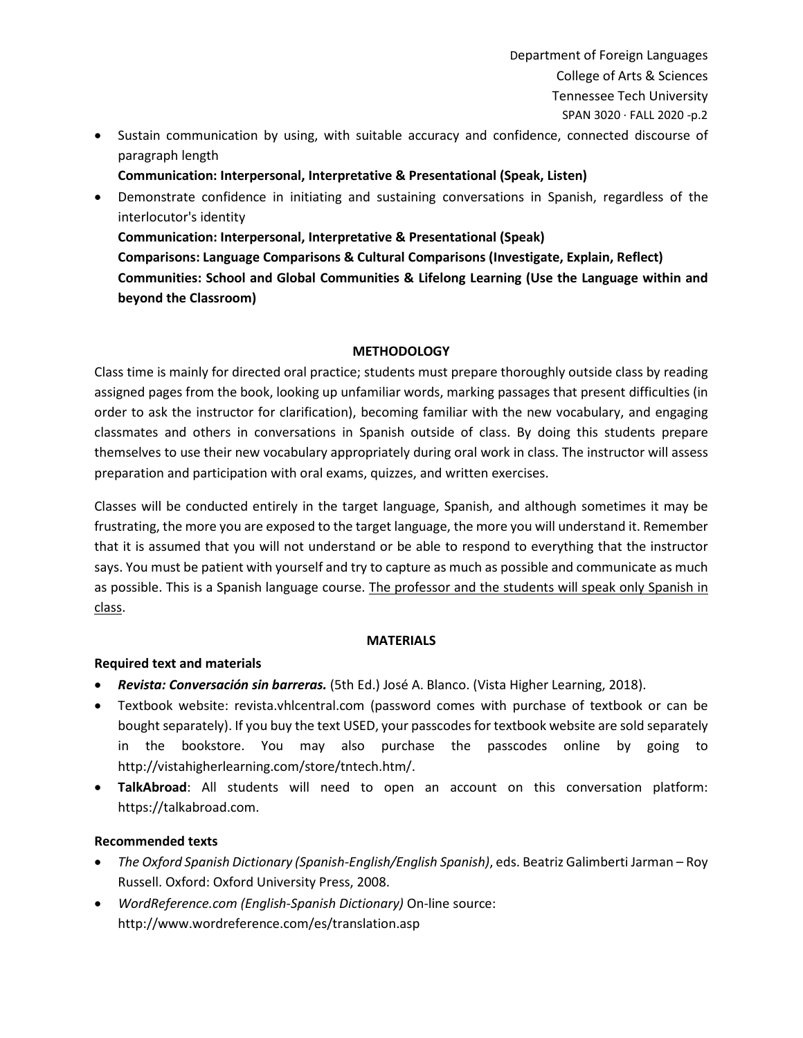- Sustain communication by using, with suitable accuracy and confidence, connected discourse of paragraph length
  **Communication: Interpersonal, Interpretative & Presentational (Speak, Listen)**
- Demonstrate confidence in initiating and sustaining conversations in Spanish, regardless of the interlocutor's identity
  **Communication: Interpersonal, Interpretative & Presentational (Speak)**
  **Comparisons: Language Comparisons & Cultural Comparisons (Investigate, Explain, Reflect)**
  **Communities: School and Global Communities & Lifelong Learning (Use the Language within and beyond the Classroom)**

## METHODOLOGY

Class time is mainly for directed oral practice; students must prepare thoroughly outside class by reading assigned pages from the book, looking up unfamiliar words, marking passages that present difficulties (in order to ask the instructor for clarification), becoming familiar with the new vocabulary, and engaging classmates and others in conversations in Spanish outside of class. By doing this students prepare themselves to use their new vocabulary appropriately during oral work in class. The instructor will assess preparation and participation with oral exams, quizzes, and written exercises.

Classes will be conducted entirely in the target language, Spanish, and although sometimes it may be frustrating, the more you are exposed to the target language, the more you will understand it. Remember that it is assumed that you will not understand or be able to respond to everything that the instructor says. You must be patient with yourself and try to capture as much as possible and communicate as much as possible. This is a Spanish language course. <u>The professor and the students will speak only Spanish in class</u>.

## MATERIALS

**Required text and materials**

- ***Revista: Conversación sin barreras.*** (5th Ed.) José A. Blanco. (Vista Higher Learning, 2018).
- Textbook website: revista.vhlcentral.com (password comes with purchase of textbook or can be bought separately). If you buy the text USED, your passcodes for textbook website are sold separately in the bookstore. You may also purchase the passcodes online by going to http://vistahigherlearning.com/store/tntech.htm/.
- **TalkAbroad**: All students will need to open an account on this conversation platform: https://talkabroad.com.

**Recommended texts**

- *The Oxford Spanish Dictionary (Spanish-English/English Spanish)*, eds. Beatriz Galimberti Jarman – Roy Russell. Oxford: Oxford University Press, 2008.
- *WordReference.com (English-Spanish Dictionary)* On-line source: http://www.wordreference.com/es/translation.asp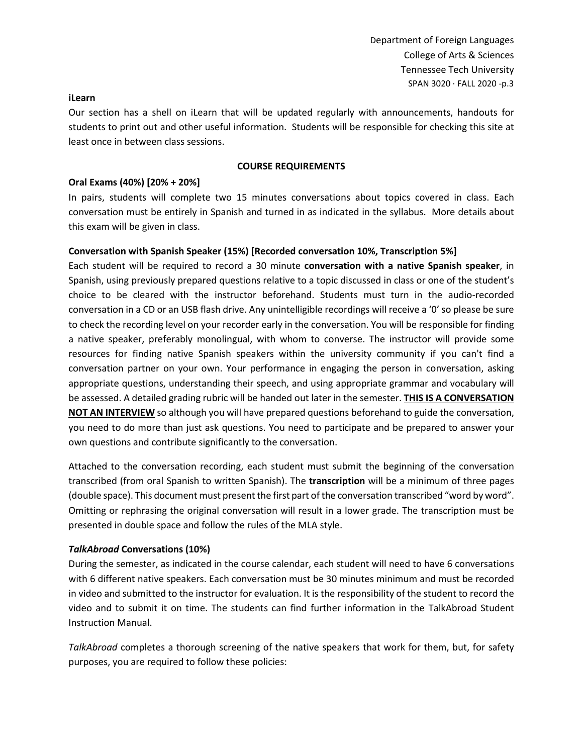**iLearn**

Our section has a shell on iLearn that will be updated regularly with announcements, handouts for students to print out and other useful information. Students will be responsible for checking this site at least once in between class sessions.

**COURSE REQUIREMENTS**

**Oral Exams (40%) [20% + 20%]**

In pairs, students will complete two 15 minutes conversations about topics covered in class. Each conversation must be entirely in Spanish and turned in as indicated in the syllabus. More details about this exam will be given in class.

**Conversation with Spanish Speaker (15%) [Recorded conversation 10%, Transcription 5%]**

Each student will be required to record a 30 minute **conversation with a native Spanish speaker**, in Spanish, using previously prepared questions relative to a topic discussed in class or one of the student's choice to be cleared with the instructor beforehand. Students must turn in the audio-recorded conversation in a CD or an USB flash drive. Any unintelligible recordings will receive a '0' so please be sure to check the recording level on your recorder early in the conversation. You will be responsible for finding a native speaker, preferably monolingual, with whom to converse. The instructor will provide some resources for finding native Spanish speakers within the university community if you can't find a conversation partner on your own. Your performance in engaging the person in conversation, asking appropriate questions, understanding their speech, and using appropriate grammar and vocabulary will be assessed. A detailed grading rubric will be handed out later in the semester. **THIS IS A CONVERSATION NOT AN INTERVIEW** so although you will have prepared questions beforehand to guide the conversation, you need to do more than just ask questions. You need to participate and be prepared to answer your own questions and contribute significantly to the conversation.

Attached to the conversation recording, each student must submit the beginning of the conversation transcribed (from oral Spanish to written Spanish). The **transcription** will be a minimum of three pages (double space). This document must present the first part of the conversation transcribed "word by word". Omitting or rephrasing the original conversation will result in a lower grade. The transcription must be presented in double space and follow the rules of the MLA style.

***TalkAbroad* Conversations (10%)**

During the semester, as indicated in the course calendar, each student will need to have 6 conversations with 6 different native speakers. Each conversation must be 30 minutes minimum and must be recorded in video and submitted to the instructor for evaluation. It is the responsibility of the student to record the video and to submit it on time. The students can find further information in the TalkAbroad Student Instruction Manual.

*TalkAbroad* completes a thorough screening of the native speakers that work for them, but, for safety purposes, you are required to follow these policies: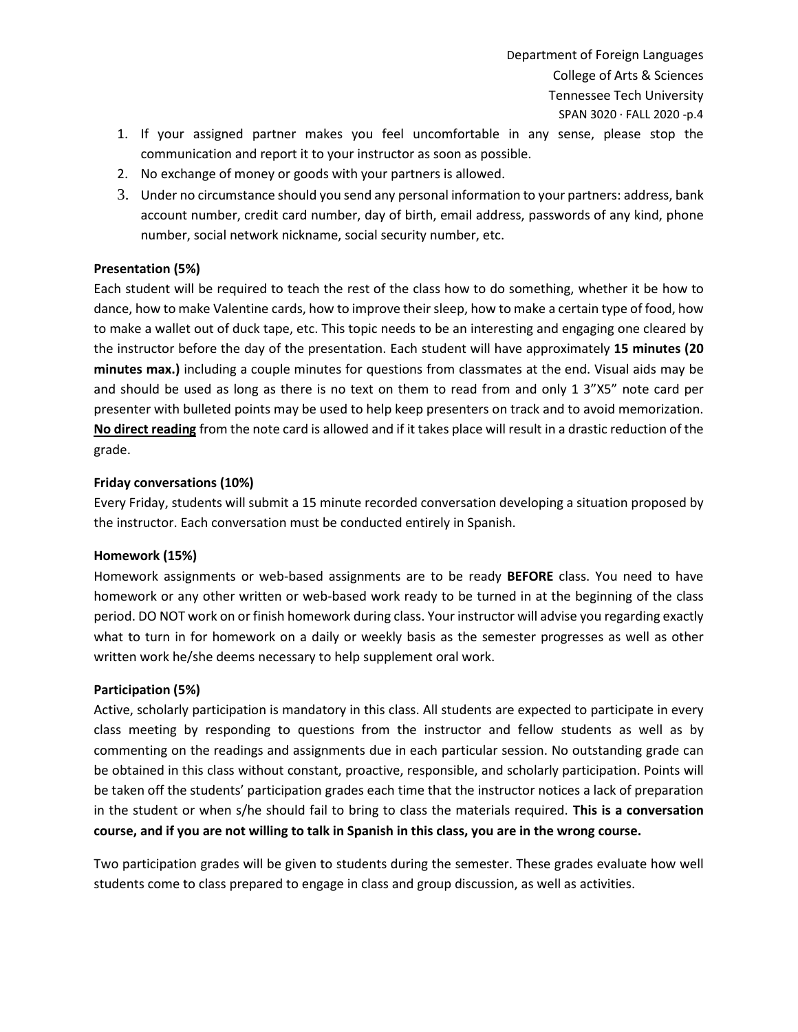1. If your assigned partner makes you feel uncomfortable in any sense, please stop the communication and report it to your instructor as soon as possible.
2. No exchange of money or goods with your partners is allowed.
3. Under no circumstance should you send any personal information to your partners: address, bank account number, credit card number, day of birth, email address, passwords of any kind, phone number, social network nickname, social security number, etc.

**Presentation (5%)**

Each student will be required to teach the rest of the class how to do something, whether it be how to dance, how to make Valentine cards, how to improve their sleep, how to make a certain type of food, how to make a wallet out of duck tape, etc. This topic needs to be an interesting and engaging one cleared by the instructor before the day of the presentation. Each student will have approximately **15 minutes (20 minutes max.)** including a couple minutes for questions from classmates at the end. Visual aids may be and should be used as long as there is no text on them to read from and only 1 3"X5" note card per presenter with bulleted points may be used to help keep presenters on track and to avoid memorization. **No direct reading** from the note card is allowed and if it takes place will result in a drastic reduction of the grade.

**Friday conversations (10%)**

Every Friday, students will submit a 15 minute recorded conversation developing a situation proposed by the instructor. Each conversation must be conducted entirely in Spanish.

**Homework (15%)**

Homework assignments or web-based assignments are to be ready **BEFORE** class. You need to have homework or any other written or web-based work ready to be turned in at the beginning of the class period. DO NOT work on or finish homework during class. Your instructor will advise you regarding exactly what to turn in for homework on a daily or weekly basis as the semester progresses as well as other written work he/she deems necessary to help supplement oral work.

**Participation (5%)**

Active, scholarly participation is mandatory in this class. All students are expected to participate in every class meeting by responding to questions from the instructor and fellow students as well as by commenting on the readings and assignments due in each particular session. No outstanding grade can be obtained in this class without constant, proactive, responsible, and scholarly participation. Points will be taken off the students' participation grades each time that the instructor notices a lack of preparation in the student or when s/he should fail to bring to class the materials required. **This is a conversation course, and if you are not willing to talk in Spanish in this class, you are in the wrong course.**

Two participation grades will be given to students during the semester. These grades evaluate how well students come to class prepared to engage in class and group discussion, as well as activities.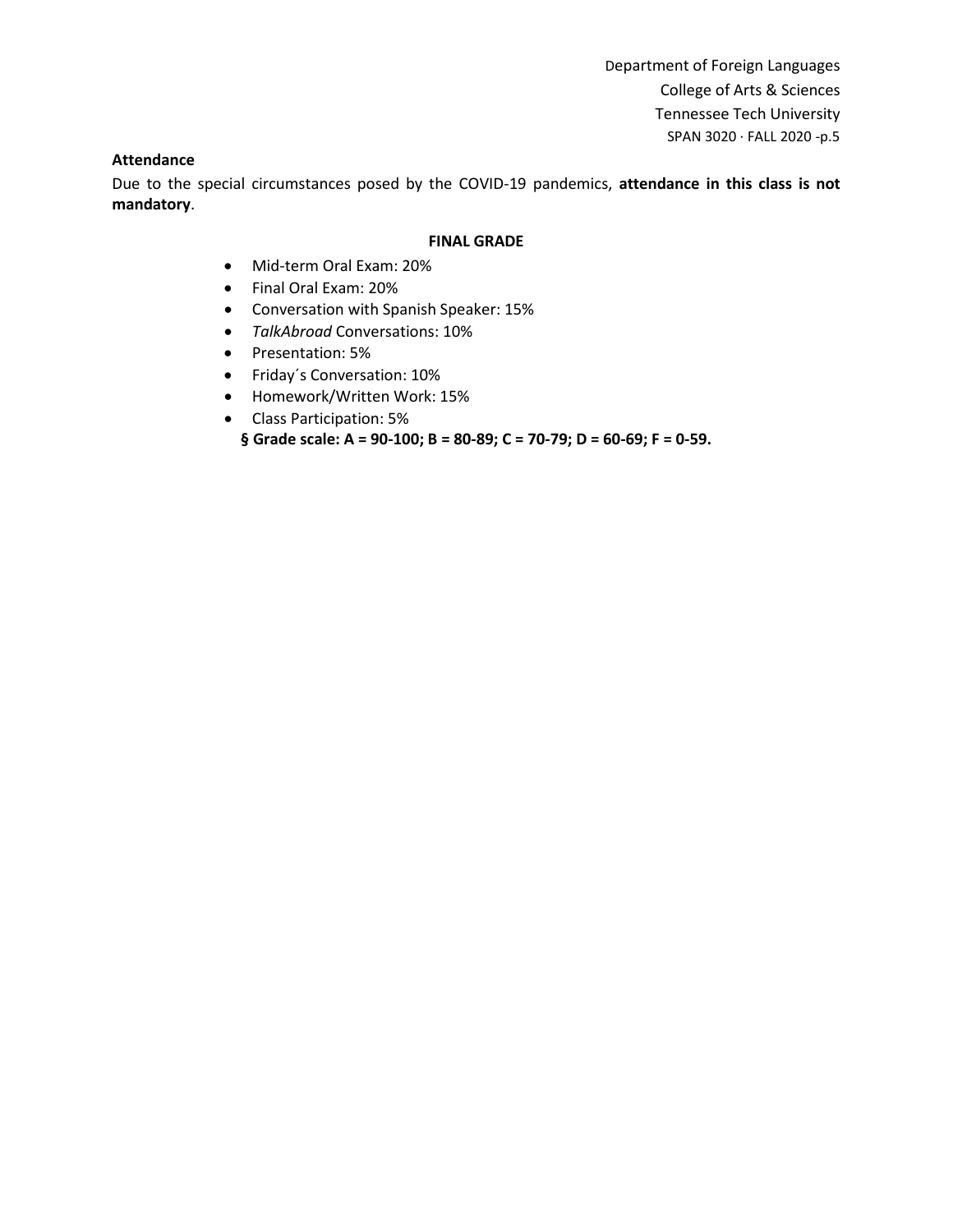**Attendance**

Due to the special circumstances posed by the COVID-19 pandemics, **attendance in this class is not mandatory**.

**FINAL GRADE**

- Mid-term Oral Exam: 20%
- Final Oral Exam: 20%
- Conversation with Spanish Speaker: 15%
- *TalkAbroad* Conversations: 10%
- Presentation: 5%
- Friday´s Conversation: 10%
- Homework/Written Work: 15%
- Class Participation: 5%

**§ Grade scale: A = 90-100; B = 80-89; C = 70-79; D = 60-69; F = 0-59.**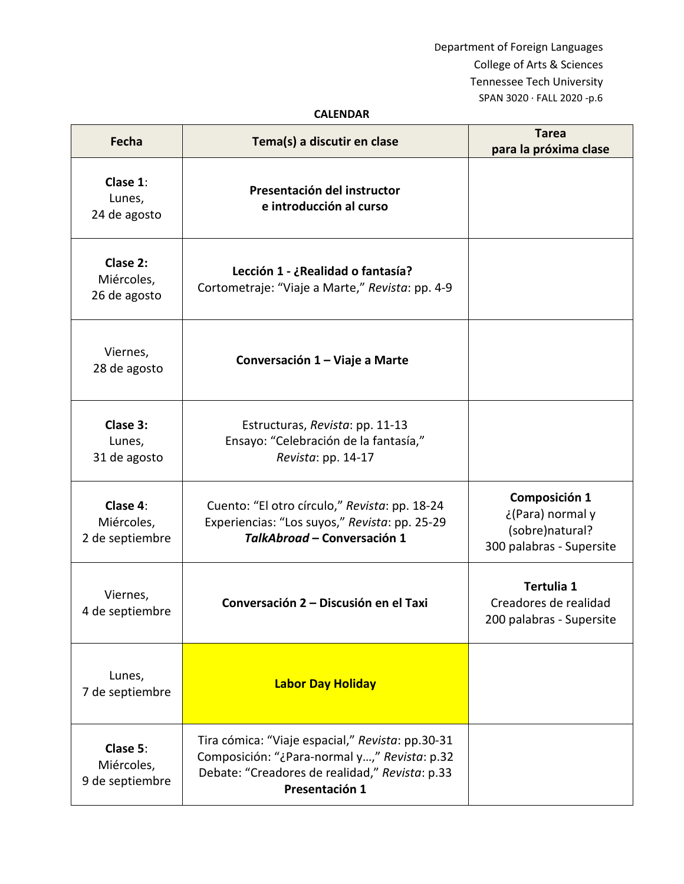## CALENDAR

| Fecha | Tema(s) a discutir en clase | Tarea para la próxima clase |
| --- | --- | --- |
| **Clase 1**: Lunes, 24 de agosto | **Presentación del instructor e introducción al curso** | |
| **Clase 2:** Miércoles, 26 de agosto | **Lección 1 - ¿Realidad o fantasía?** Cortometraje: "Viaje a Marte," *Revista*: pp. 4-9 | |
| Viernes, 28 de agosto | **Conversación 1 – Viaje a Marte** | |
| **Clase 3:** Lunes, 31 de agosto | Estructuras, *Revista*: pp. 11-13 Ensayo: "Celebración de la fantasía," *Revista*: pp. 14-17 | |
| **Clase 4**: Miércoles, 2 de septiembre | Cuento: "El otro círculo," *Revista*: pp. 18-24 Experiencias: "Los suyos," *Revista*: pp. 25-29 ***TalkAbroad* – Conversación 1** | **Composición 1** ¿(Para) normal y (sobre)natural? 300 palabras - Supersite |
| Viernes, 4 de septiembre | **Conversación 2 – Discusión en el Taxi** | **Tertulia 1** Creadores de realidad 200 palabras - Supersite |
| Lunes, 7 de septiembre | **Labor Day Holiday** | |
| **Clase 5**: Miércoles, 9 de septiembre | Tira cómica: "Viaje espacial," *Revista*: pp.30-31 Composición: "¿Para-normal y…," *Revista*: p.32 Debate: "Creadores de realidad," *Revista*: p.33 **Presentación 1** | |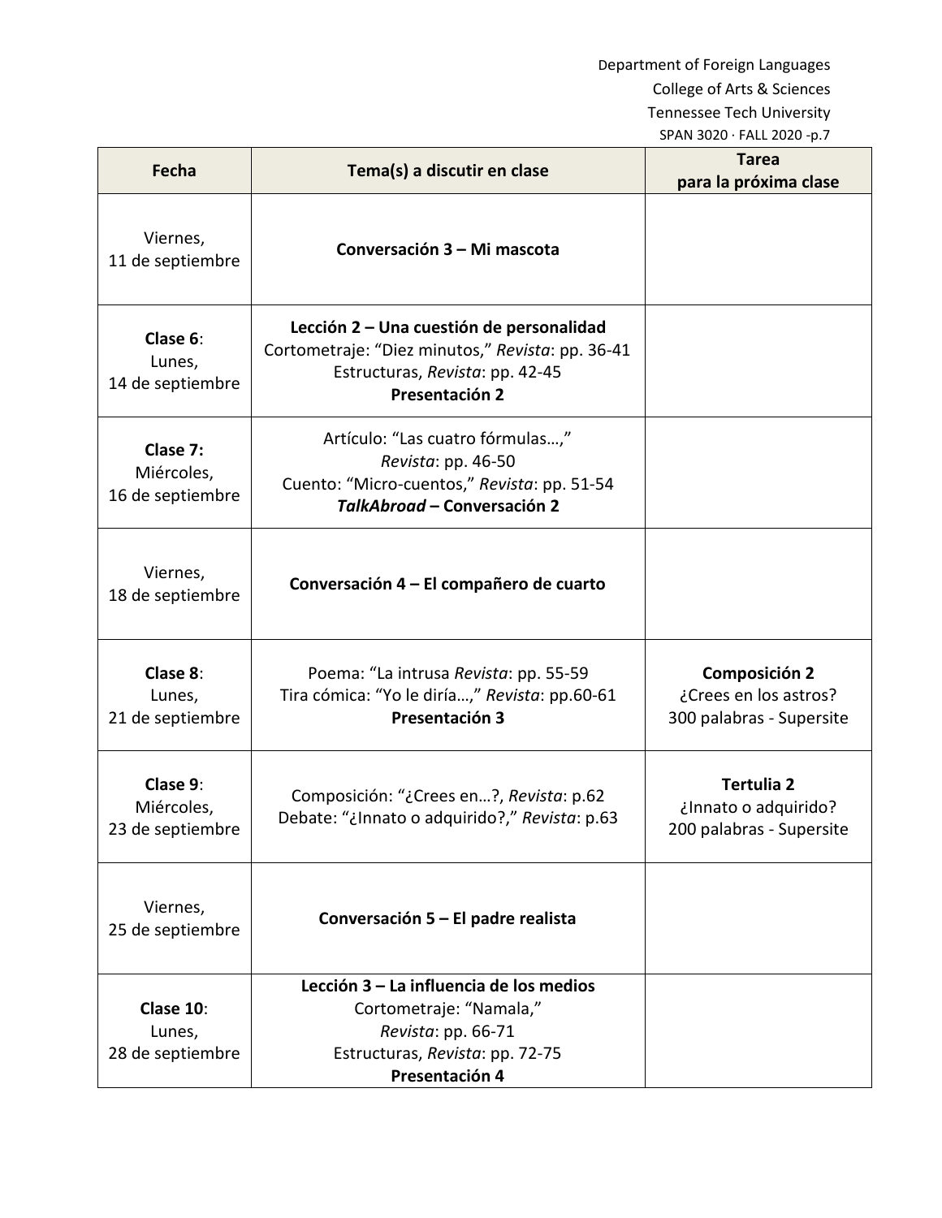| Fecha | Tema(s) a discutir en clase | Tarea para la próxima clase |
|---|---|---|
| Viernes, 11 de septiembre | **Conversación 3 – Mi mascota** | |
| **Clase 6**: Lunes, 14 de septiembre | **Lección 2 – Una cuestión de personalidad** Cortometraje: "Diez minutos," *Revista*: pp. 36-41 Estructuras, *Revista*: pp. 42-45 **Presentación 2** | |
| **Clase 7:** Miércoles, 16 de septiembre | Artículo: "Las cuatro fórmulas…," *Revista*: pp. 46-50 Cuento: "Micro-cuentos," *Revista*: pp. 51-54 ***TalkAbroad* – Conversación 2** | |
| Viernes, 18 de septiembre | **Conversación 4 – El compañero de cuarto** | |
| **Clase 8**: Lunes, 21 de septiembre | Poema: "La intrusa *Revista*: pp. 55-59 Tira cómica: "Yo le diría…," *Revista*: pp.60-61 **Presentación 3** | **Composición 2** ¿Crees en los astros? 300 palabras - Supersite |
| **Clase 9**: Miércoles, 23 de septiembre | Composición: "¿Crees en…?, *Revista*: p.62 Debate: "¿Innato o adquirido?," *Revista*: p.63 | **Tertulia 2** ¿Innato o adquirido? 200 palabras - Supersite |
| Viernes, 25 de septiembre | **Conversación 5 – El padre realista** | |
| **Clase 10**: Lunes, 28 de septiembre | **Lección 3 – La influencia de los medios** Cortometraje: "Namala," *Revista*: pp. 66-71 Estructuras, *Revista*: pp. 72-75 **Presentación 4** | |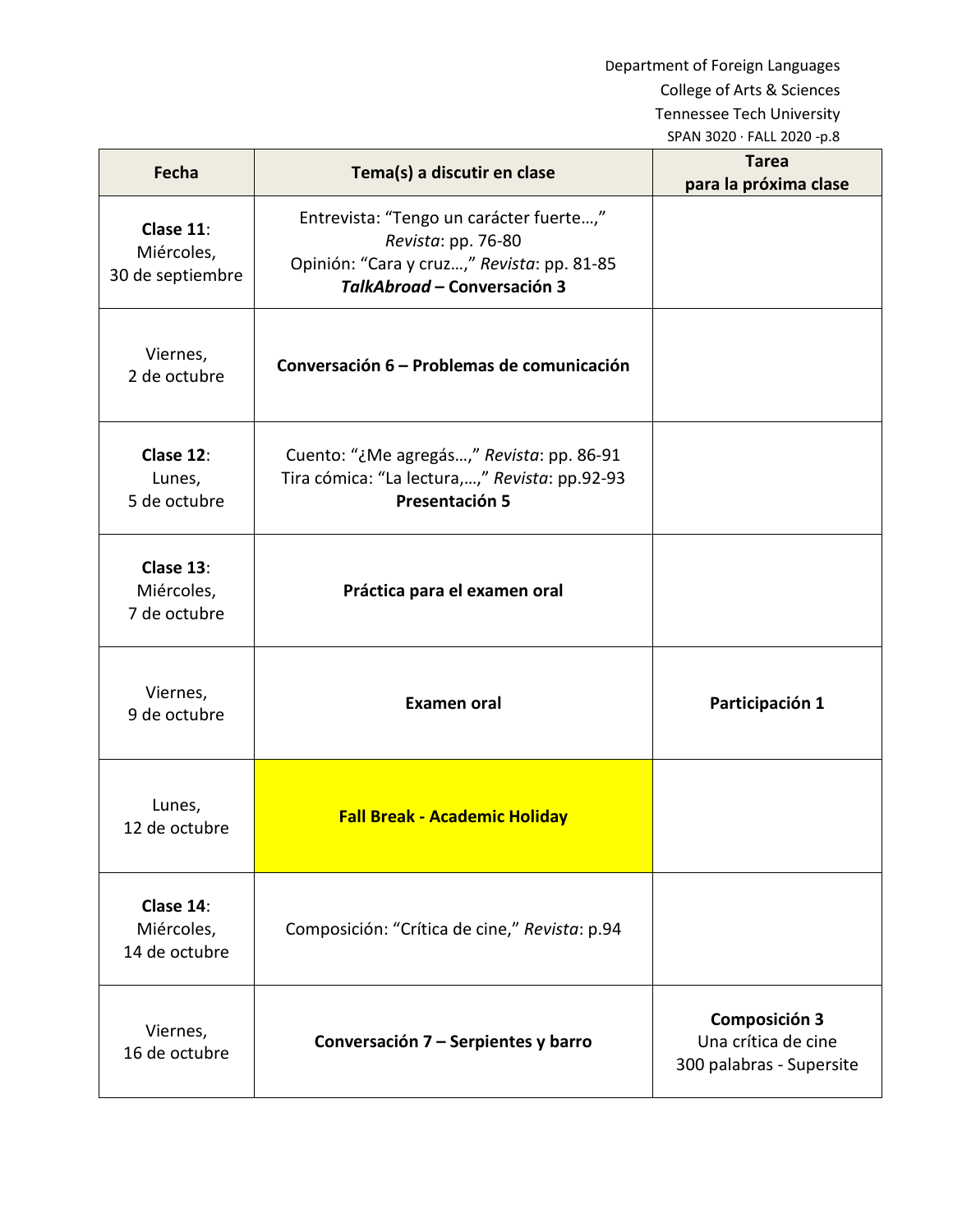| Fecha | Tema(s) a discutir en clase | Tarea para la próxima clase |
|---|---|---|
| **Clase 11**: Miércoles, 30 de septiembre | Entrevista: "Tengo un carácter fuerte…," *Revista*: pp. 76-80<br>Opinión: "Cara y cruz…," *Revista*: pp. 81-85<br>***TalkAbroad* – Conversación 3** | |
| Viernes, 2 de octubre | **Conversación 6 – Problemas de comunicación** | |
| **Clase 12**: Lunes, 5 de octubre | Cuento: "¿Me agregás…," *Revista*: pp. 86-91<br>Tira cómica: "La lectura,…," *Revista*: pp.92-93<br>**Presentación 5** | |
| **Clase 13**: Miércoles, 7 de octubre | **Práctica para el examen oral** | |
| Viernes, 9 de octubre | **Examen oral** | **Participación 1** |
| Lunes, 12 de octubre | **Fall Break - Academic Holiday** | |
| **Clase 14**: Miércoles, 14 de octubre | Composición: "Crítica de cine," *Revista*: p.94 | |
| Viernes, 16 de octubre | **Conversación 7 – Serpientes y barro** | **Composición 3**<br>Una crítica de cine<br>300 palabras - Supersite |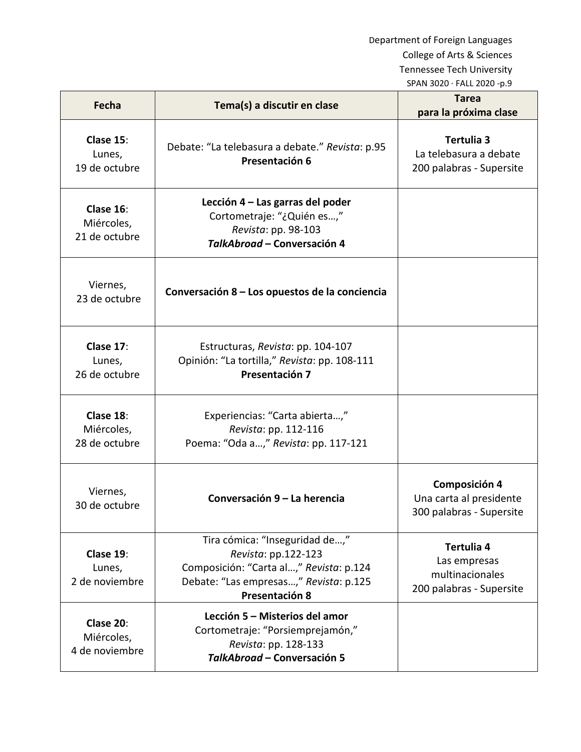| Fecha | Tema(s) a discutir en clase | Tarea para la próxima clase |
|---|---|---|
| **Clase 15**: Lunes, 19 de octubre | Debate: "La telebasura a debate." *Revista*: p.95 **Presentación 6** | **Tertulia 3** La telebasura a debate 200 palabras - Supersite |
| **Clase 16**: Miércoles, 21 de octubre | **Lección 4 – Las garras del poder** Cortometraje: "¿Quién es…," *Revista*: pp. 98-103 ***TalkAbroad* – Conversación 4** | |
| Viernes, 23 de octubre | **Conversación 8 – Los opuestos de la conciencia** | |
| **Clase 17**: Lunes, 26 de octubre | Estructuras, *Revista*: pp. 104-107 Opinión: "La tortilla," *Revista*: pp. 108-111 **Presentación 7** | |
| **Clase 18**: Miércoles, 28 de octubre | Experiencias: "Carta abierta…," *Revista*: pp. 112-116 Poema: "Oda a…," *Revista*: pp. 117-121 | |
| Viernes, 30 de octubre | **Conversación 9 – La herencia** | **Composición 4** Una carta al presidente 300 palabras - Supersite |
| **Clase 19**: Lunes, 2 de noviembre | Tira cómica: "Inseguridad de…," *Revista*: pp.122-123 Composición: "Carta al…," *Revista*: p.124 Debate: "Las empresas…," *Revista*: p.125 **Presentación 8** | **Tertulia 4** Las empresas multinacionales 200 palabras - Supersite |
| **Clase 20**: Miércoles, 4 de noviembre | **Lección 5 – Misterios del amor** Cortometraje: "Porsiempreja­món," *Revista*: pp. 128-133 ***TalkAbroad* – Conversación 5** | |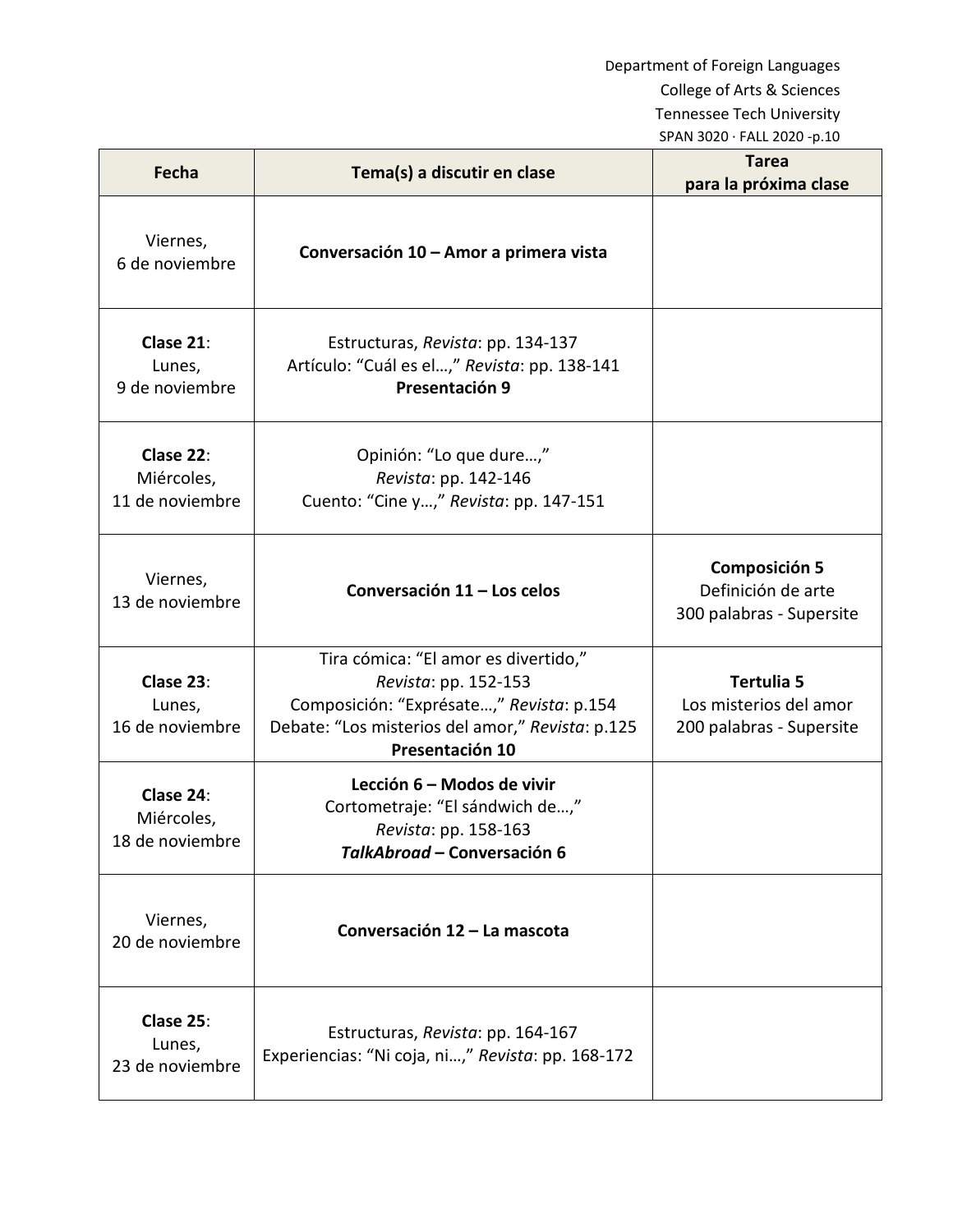| Fecha | Tema(s) a discutir en clase | Tarea para la próxima clase |
| --- | --- | --- |
| Viernes, 6 de noviembre | **Conversación 10 – Amor a primera vista** | |
| **Clase 21**: Lunes, 9 de noviembre | Estructuras, *Revista*: pp. 134-137<br>Artículo: “Cuál es el…,” *Revista*: pp. 138-141<br>**Presentación 9** | |
| **Clase 22**: Miércoles, 11 de noviembre | Opinión: “Lo que dure…,” *Revista*: pp. 142-146<br>Cuento: “Cine y…,” *Revista*: pp. 147-151 | |
| Viernes, 13 de noviembre | **Conversación 11 – Los celos** | **Composición 5**<br>Definición de arte<br>300 palabras - Supersite |
| **Clase 23**: Lunes, 16 de noviembre | Tira cómica: “El amor es divertido,” *Revista*: pp. 152-153<br>Composición: “Exprésate…,” *Revista*: p.154<br>Debate: “Los misterios del amor,” *Revista*: p.125<br>**Presentación 10** | **Tertulia 5**<br>Los misterios del amor<br>200 palabras - Supersite |
| **Clase 24**: Miércoles, 18 de noviembre | **Lección 6 – Modos de vivir**<br>Cortometraje: “El sándwich de…,” *Revista*: pp. 158-163<br>***TalkAbroad* – Conversación 6** | |
| Viernes, 20 de noviembre | **Conversación 12 – La mascota** | |
| **Clase 25**: Lunes, 23 de noviembre | Estructuras, *Revista*: pp. 164-167<br>Experiencias: “Ni coja, ni…,” *Revista*: pp. 168-172 | |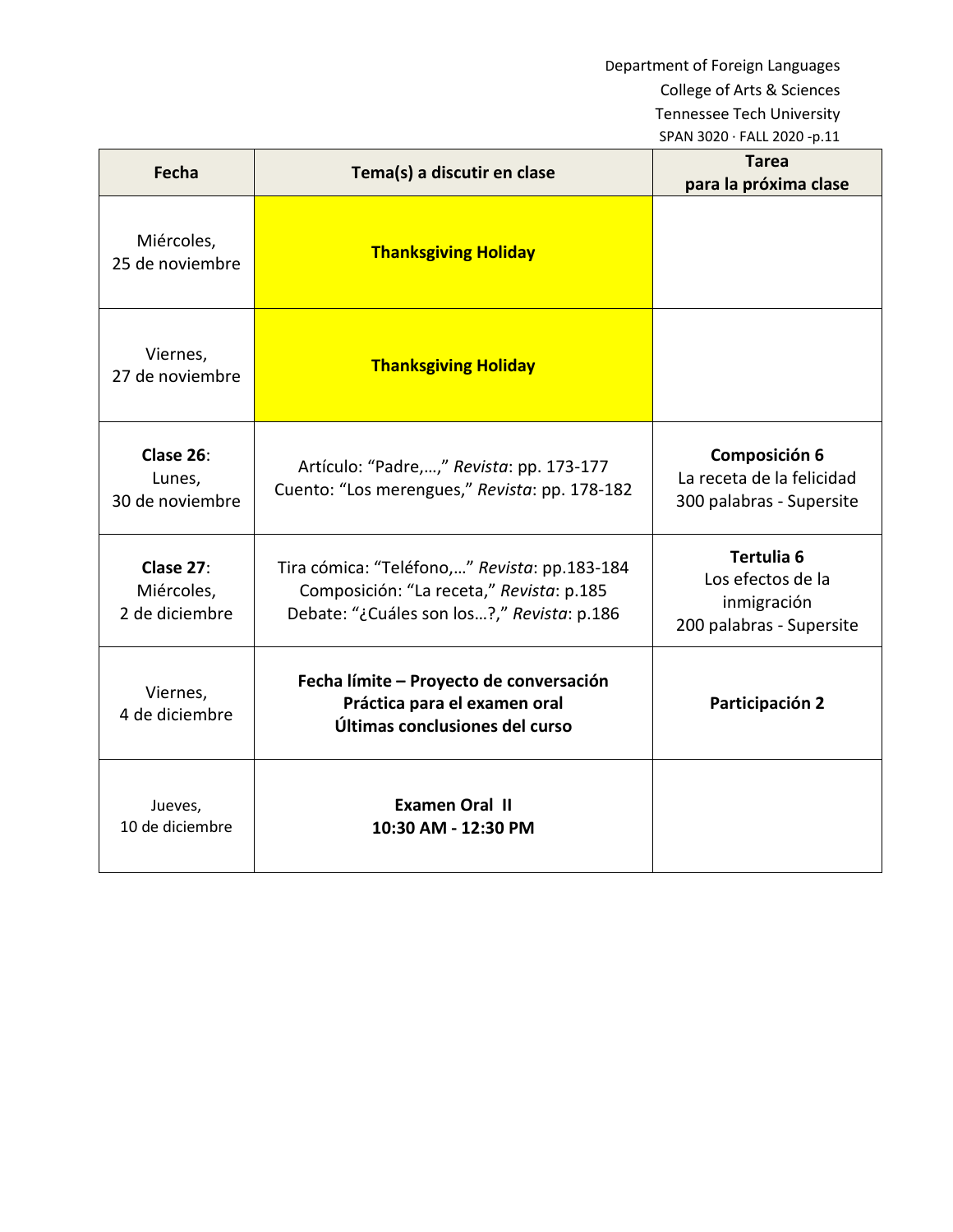| Fecha | Tema(s) a discutir en clase | Tarea para la próxima clase |
| --- | --- | --- |
| Miércoles, 25 de noviembre | **Thanksgiving Holiday** | |
| Viernes, 27 de noviembre | **Thanksgiving Holiday** | |
| **Clase 26**: Lunes, 30 de noviembre | Artículo: "Padre,…," *Revista*: pp. 173-177 Cuento: "Los merengues," *Revista*: pp. 178-182 | **Composición 6** La receta de la felicidad 300 palabras - Supersite |
| **Clase 27**: Miércoles, 2 de diciembre | Tira cómica: "Teléfono,…" *Revista*: pp.183-184 Composición: "La receta," *Revista*: p.185 Debate: "¿Cuáles son los…?," *Revista*: p.186 | **Tertulia 6** Los efectos de la inmigración 200 palabras - Supersite |
| Viernes, 4 de diciembre | **Fecha límite – Proyecto de conversación** **Práctica para el examen oral** **Últimas conclusiones del curso** | **Participación 2** |
| Jueves, 10 de diciembre | **Examen Oral II** **10:30 AM - 12:30 PM** | |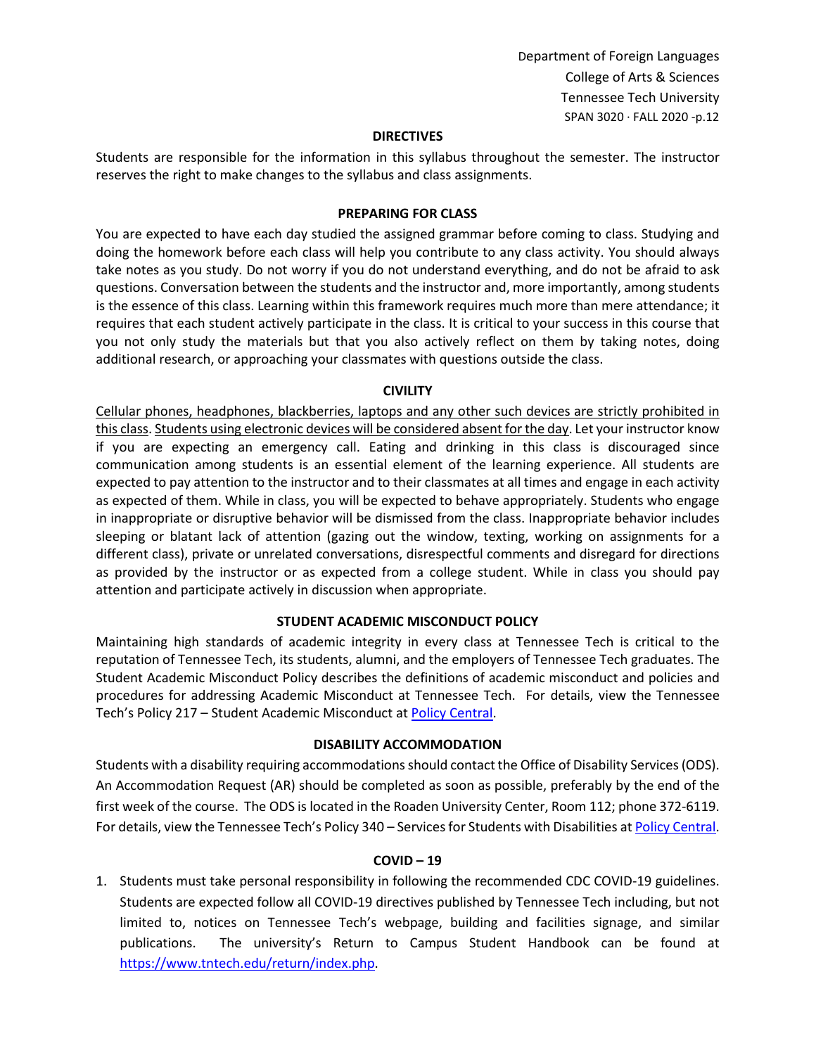## DIRECTIVES

Students are responsible for the information in this syllabus throughout the semester. The instructor reserves the right to make changes to the syllabus and class assignments.

## PREPARING FOR CLASS

You are expected to have each day studied the assigned grammar before coming to class. Studying and doing the homework before each class will help you contribute to any class activity. You should always take notes as you study. Do not worry if you do not understand everything, and do not be afraid to ask questions. Conversation between the students and the instructor and, more importantly, among students is the essence of this class. Learning within this framework requires much more than mere attendance; it requires that each student actively participate in the class. It is critical to your success in this course that you not only study the materials but that you also actively reflect on them by taking notes, doing additional research, or approaching your classmates with questions outside the class.

## CIVILITY

<u>Cellular phones, headphones, blackberries, laptops and any other such devices are strictly prohibited in this class</u>. <u>Students using electronic devices will be considered absent for the day</u>. Let your instructor know if you are expecting an emergency call. Eating and drinking in this class is discouraged since communication among students is an essential element of the learning experience. All students are expected to pay attention to the instructor and to their classmates at all times and engage in each activity as expected of them. While in class, you will be expected to behave appropriately. Students who engage in inappropriate or disruptive behavior will be dismissed from the class. Inappropriate behavior includes sleeping or blatant lack of attention (gazing out the window, texting, working on assignments for a different class), private or unrelated conversations, disrespectful comments and disregard for directions as provided by the instructor or as expected from a college student. While in class you should pay attention and participate actively in discussion when appropriate.

## STUDENT ACADEMIC MISCONDUCT POLICY

Maintaining high standards of academic integrity in every class at Tennessee Tech is critical to the reputation of Tennessee Tech, its students, alumni, and the employers of Tennessee Tech graduates. The Student Academic Misconduct Policy describes the definitions of academic misconduct and policies and procedures for addressing Academic Misconduct at Tennessee Tech. For details, view the Tennessee Tech's Policy 217 – Student Academic Misconduct at Policy Central.

## DISABILITY ACCOMMODATION

Students with a disability requiring accommodations should contact the Office of Disability Services (ODS). An Accommodation Request (AR) should be completed as soon as possible, preferably by the end of the first week of the course. The ODS is located in the Roaden University Center, Room 112; phone 372-6119. For details, view the Tennessee Tech's Policy 340 – Services for Students with Disabilities at Policy Central.

## COVID – 19

1. Students must take personal responsibility in following the recommended CDC COVID-19 guidelines. Students are expected follow all COVID-19 directives published by Tennessee Tech including, but not limited to, notices on Tennessee Tech's webpage, building and facilities signage, and similar publications. The university's Return to Campus Student Handbook can be found at https://www.tntech.edu/return/index.php.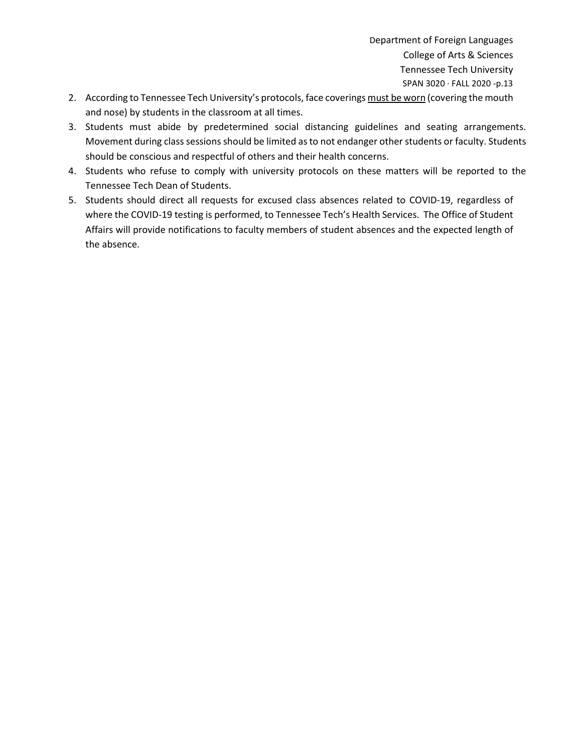2. According to Tennessee Tech University's protocols, face coverings <u>must be worn</u> (covering the mouth and nose) by students in the classroom at all times.
3. Students must abide by predetermined social distancing guidelines and seating arrangements. Movement during class sessions should be limited as to not endanger other students or faculty. Students should be conscious and respectful of others and their health concerns.
4. Students who refuse to comply with university protocols on these matters will be reported to the Tennessee Tech Dean of Students.
5. Students should direct all requests for excused class absences related to COVID-19, regardless of where the COVID-19 testing is performed, to Tennessee Tech's Health Services. The Office of Student Affairs will provide notifications to faculty members of student absences and the expected length of the absence.